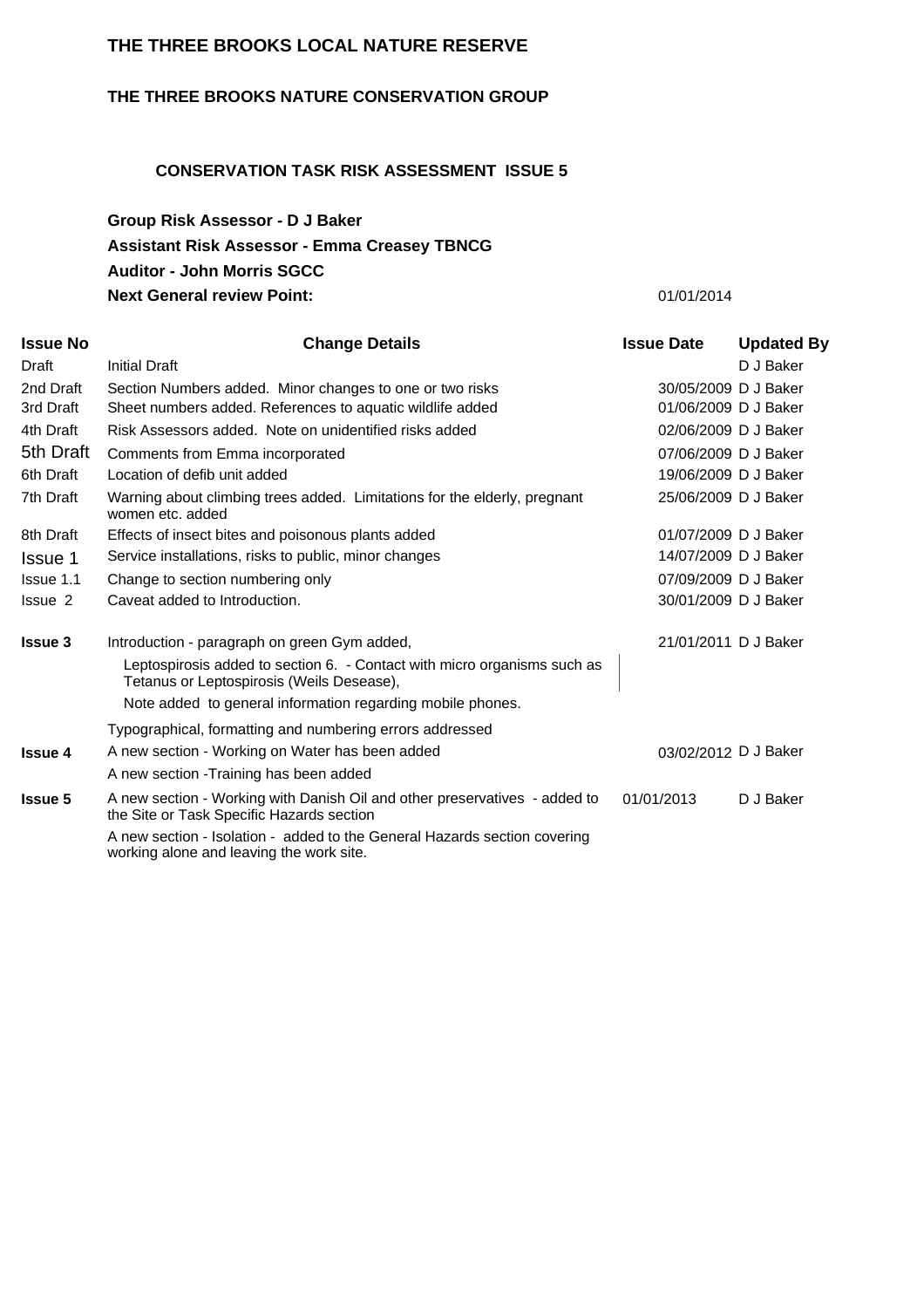# THE THREE BROOKS LOCAL NATURE RESERVE

## THE THREE BROOKS NATURE CONSERVATION GROUP

### CONSERVATION TASK RISK ASSESSMENT ISSUE 5

**Group Risk Assessor - D J Baker**

**Assistant Risk Assessor - Emma Creasey TBNCG**

**Auditor - John Morris SGCC**

**Next General review Point:** 01/01/2014

| Issue No | Change Details | Issue Date | Updated By |
|---|---|---|---|
| Draft | Initial Draft | | D J Baker |
| 2nd Draft | Section Numbers added. Minor changes to one or two risks | 30/05/2009 | D J Baker |
| 3rd Draft | Sheet numbers added. References to aquatic wildlife added | 01/06/2009 | D J Baker |
| 4th Draft | Risk Assessors added. Note on unidentified risks added | 02/06/2009 | D J Baker |
| 5th Draft | Comments from Emma incorporated | 07/06/2009 | D J Baker |
| 6th Draft | Location of defib unit added | 19/06/2009 | D J Baker |
| 7th Draft | Warning about climbing trees added. Limitations for the elderly, pregnant women etc. added | 25/06/2009 | D J Baker |
| 8th Draft | Effects of insect bites and poisonous plants added | 01/07/2009 | D J Baker |
| Issue 1 | Service installations, risks to public, minor changes | 14/07/2009 | D J Baker |
| Issue 1.1 | Change to section numbering only | 07/09/2009 | D J Baker |
| Issue 2 | Caveat added to Introduction. | 30/01/2009 | D J Baker |
| **Issue 3** | Introduction - paragraph on green Gym added, | 21/01/2011 | D J Baker |
| | Leptospirosis added to section 6. - Contact with micro organisms such as Tetanus or Leptospirosis (Weils Desease), | | |
| | Note added to general information regarding mobile phones. | | |
| | Typographical, formatting and numbering errors addressed | | |
| **Issue 4** | A new section - Working on Water has been added | 03/02/2012 | D J Baker |
| | A new section -Training has been added | | |
| **Issue 5** | A new section - Working with Danish Oil and other preservatives - added to the Site or Task Specific Hazards section | 01/01/2013 | D J Baker |
| | A new section - Isolation - added to the General Hazards section covering working alone and leaving the work site. | | |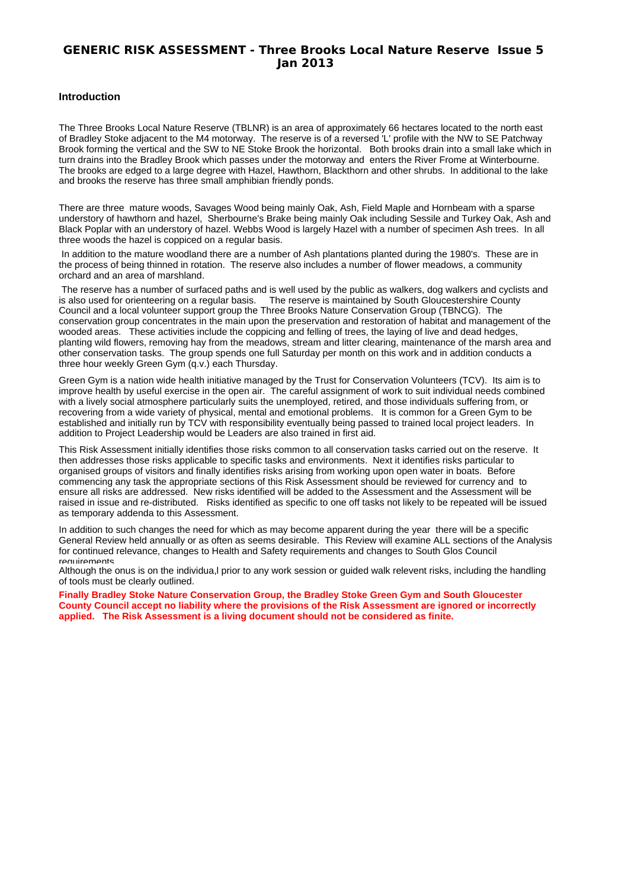# GENERIC RISK ASSESSMENT - Three Brooks Local Nature Reserve Issue 5 Jan 2013

### Introduction

The Three Brooks Local Nature Reserve (TBLNR) is an area of approximately 66 hectares located to the north east of Bradley Stoke adjacent to the M4 motorway. The reserve is of a reversed 'L' profile with the NW to SE Patchway Brook forming the vertical and the SW to NE Stoke Brook the horizontal. Both brooks drain into a small lake which in turn drains into the Bradley Brook which passes under the motorway and enters the River Frome at Winterbourne. The brooks are edged to a large degree with Hazel, Hawthorn, Blackthorn and other shrubs. In additional to the lake and brooks the reserve has three small amphibian friendly ponds.

There are three mature woods, Savages Wood being mainly Oak, Ash, Field Maple and Hornbeam with a sparse understory of hawthorn and hazel, Sherbourne's Brake being mainly Oak including Sessile and Turkey Oak, Ash and Black Poplar with an understory of hazel. Webbs Wood is largely Hazel with a number of specimen Ash trees. In all three woods the hazel is coppiced on a regular basis.

In addition to the mature woodland there are a number of Ash plantations planted during the 1980's. These are in the process of being thinned in rotation. The reserve also includes a number of flower meadows, a community orchard and an area of marshland.

The reserve has a number of surfaced paths and is well used by the public as walkers, dog walkers and cyclists and is also used for orienteering on a regular basis. The reserve is maintained by South Gloucestershire County Council and a local volunteer support group the Three Brooks Nature Conservation Group (TBNCG). The conservation group concentrates in the main upon the preservation and restoration of habitat and management of the wooded areas. These activities include the coppicing and felling of trees, the laying of live and dead hedges, planting wild flowers, removing hay from the meadows, stream and litter clearing, maintenance of the marsh area and other conservation tasks. The group spends one full Saturday per month on this work and in addition conducts a three hour weekly Green Gym (q.v.) each Thursday.

Green Gym is a nation wide health initiative managed by the Trust for Conservation Volunteers (TCV). Its aim is to improve health by useful exercise in the open air. The careful assignment of work to suit individual needs combined with a lively social atmosphere particularly suits the unemployed, retired, and those individuals suffering from, or recovering from a wide variety of physical, mental and emotional problems. It is common for a Green Gym to be established and initially run by TCV with responsibility eventually being passed to trained local project leaders. In addition to Project Leadership would be Leaders are also trained in first aid.

This Risk Assessment initially identifies those risks common to all conservation tasks carried out on the reserve. It then addresses those risks applicable to specific tasks and environments. Next it identifies risks particular to organised groups of visitors and finally identifies risks arising from working upon open water in boats. Before commencing any task the appropriate sections of this Risk Assessment should be reviewed for currency and to ensure all risks are addressed. New risks identified will be added to the Assessment and the Assessment will be raised in issue and re-distributed. Risks identified as specific to one off tasks not likely to be repeated will be issued as temporary addenda to this Assessment.

In addition to such changes the need for which as may become apparent during the year there will be a specific General Review held annually or as often as seems desirable. This Review will examine ALL sections of the Analysis for continued relevance, changes to Health and Safety requirements and changes to South Glos Council requirements.

Although the onus is on the individua,l prior to any work session or guided walk relevent risks, including the handling of tools must be clearly outlined.

**Finally Bradley Stoke Nature Conservation Group, the Bradley Stoke Green Gym and South Gloucester County Council accept no liability where the provisions of the Risk Assessment are ignored or incorrectly applied. The Risk Assessment is a living document should not be considered as finite.**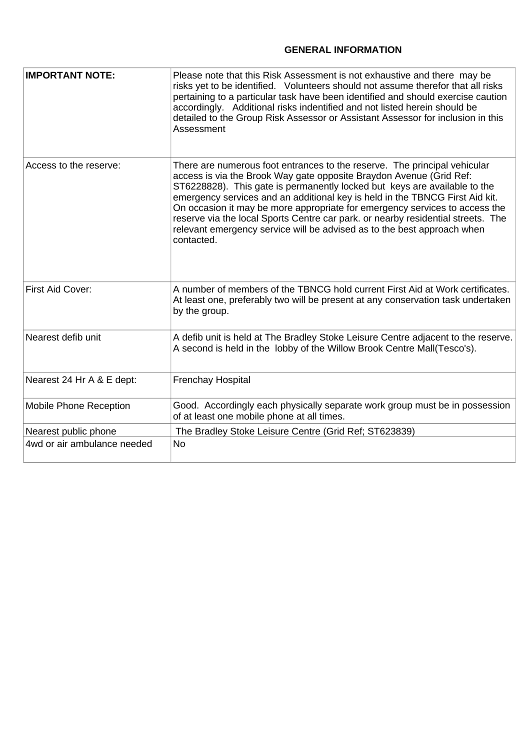# GENERAL INFORMATION

| **IMPORTANT NOTE:** | Please note that this Risk Assessment is not exhaustive and there may be risks yet to be identified. Volunteers should not assume therefor that all risks pertaining to a particular task have been identified and should exercise caution accordingly. Additional risks indentified and not listed herein should be detailed to the Group Risk Assessor or Assistant Assessor for inclusion in this Assessment |
|---|---|
| Access to the reserve: | There are numerous foot entrances to the reserve. The principal vehicular access is via the Brook Way gate opposite Braydon Avenue (Grid Ref: ST6228828). This gate is permanently locked but keys are available to the emergency services and an additional key is held in the TBNCG First Aid kit. On occasion it may be more appropriate for emergency services to access the reserve via the local Sports Centre car park. or nearby residential streets. The relevant emergency service will be advised as to the best approach when contacted. |
| First Aid Cover: | A number of members of the TBNCG hold current First Aid at Work certificates. At least one, preferably two will be present at any conservation task undertaken by the group. |
| Nearest defib unit | A defib unit is held at The Bradley Stoke Leisure Centre adjacent to the reserve. A second is held in the lobby of the Willow Brook Centre Mall(Tesco's). |
| Nearest 24 Hr A & E dept: | Frenchay Hospital |
| Mobile Phone Reception | Good. Accordingly each physically separate work group must be in possession of at least one mobile phone at all times. |
| Nearest public phone | The Bradley Stoke Leisure Centre (Grid Ref; ST623839) |
| 4wd or air ambulance needed | No |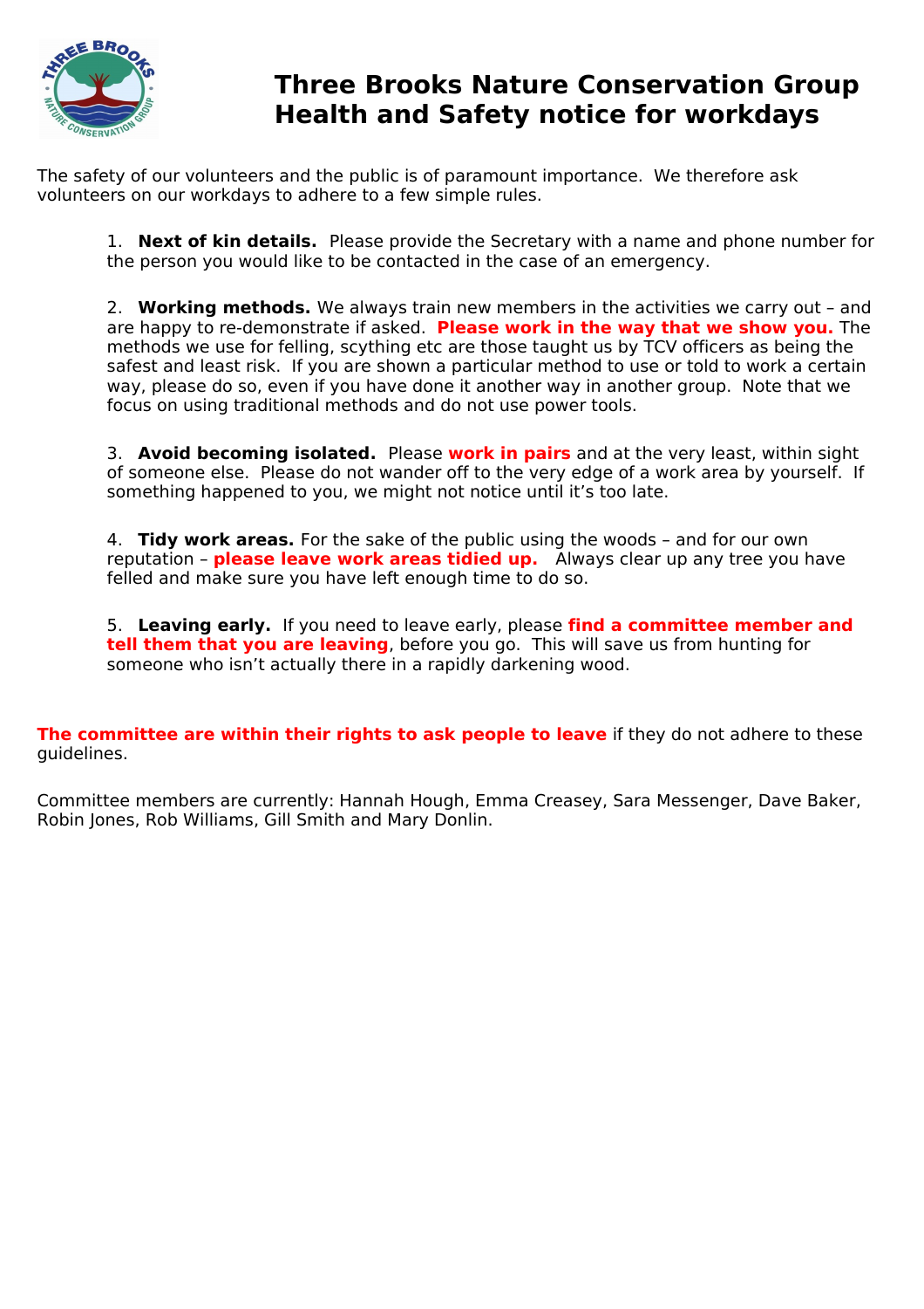# Three Brooks Nature Conservation Group
# Health and Safety notice for workdays

The safety of our volunteers and the public is of paramount importance. We therefore ask volunteers on our workdays to adhere to a few simple rules.

1. **Next of kin details.** Please provide the Secretary with a name and phone number for the person you would like to be contacted in the case of an emergency.

2. **Working methods.** We always train new members in the activities we carry out – and are happy to re-demonstrate if asked. **Please work in the way that we show you.** The methods we use for felling, scything etc are those taught us by TCV officers as being the safest and least risk. If you are shown a particular method to use or told to work a certain way, please do so, even if you have done it another way in another group. Note that we focus on using traditional methods and do not use power tools.

3. **Avoid becoming isolated.** Please **work in pairs** and at the very least, within sight of someone else. Please do not wander off to the very edge of a work area by yourself. If something happened to you, we might not notice until it's too late.

4. **Tidy work areas.** For the sake of the public using the woods – and for our own reputation – **please leave work areas tidied up.** Always clear up any tree you have felled and make sure you have left enough time to do so.

5. **Leaving early.** If you need to leave early, please **find a committee member and tell them that you are leaving**, before you go. This will save us from hunting for someone who isn't actually there in a rapidly darkening wood.

**The committee are within their rights to ask people to leave** if they do not adhere to these guidelines.

Committee members are currently: Hannah Hough, Emma Creasey, Sara Messenger, Dave Baker, Robin Jones, Rob Williams, Gill Smith and Mary Donlin.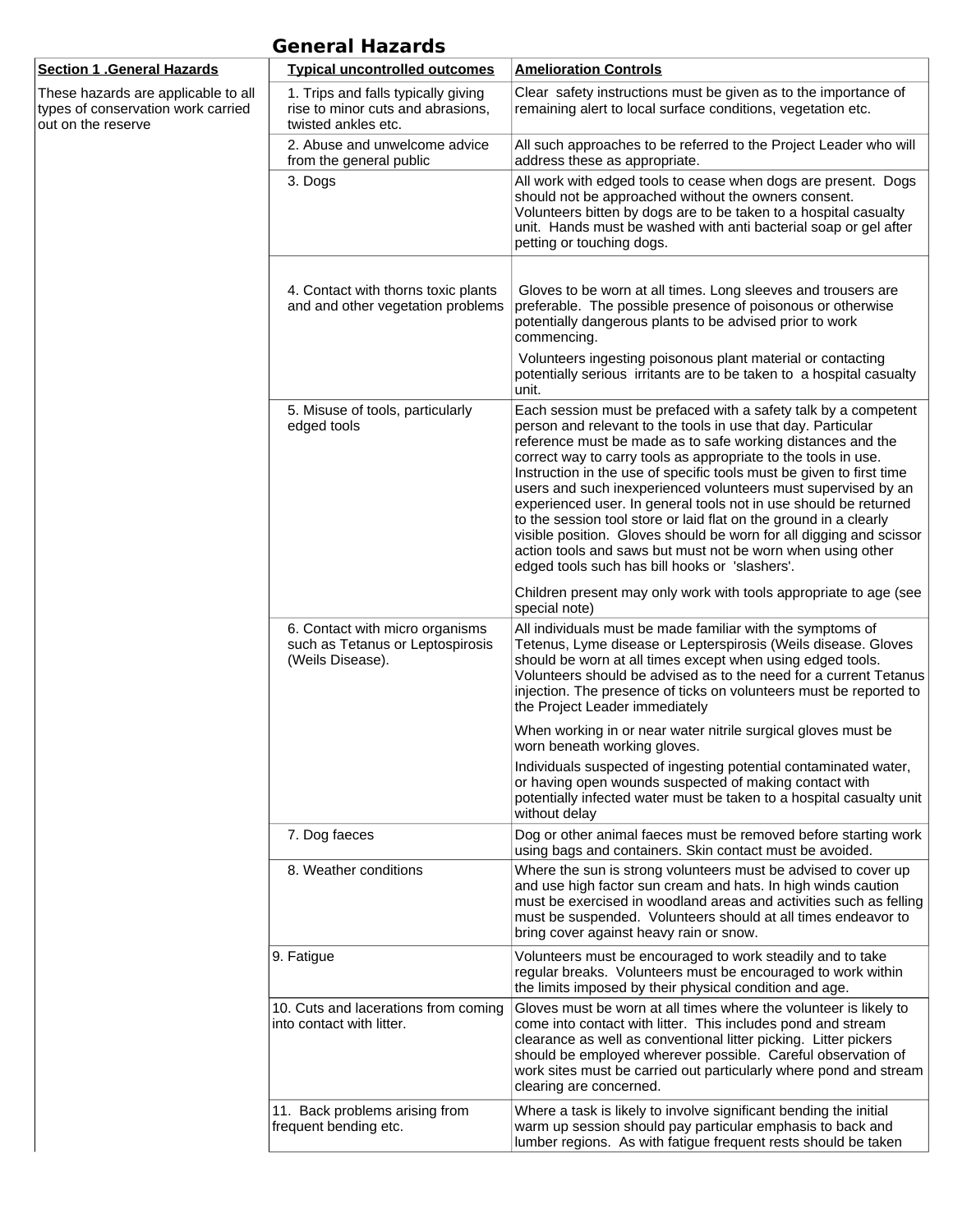# General Hazards

| Section 1 .General Hazards | Typical uncontrolled outcomes | Amelioration Controls |
|---|---|---|
| These hazards are applicable to all types of conservation work carried out on the reserve | 1. Trips and falls typically giving rise to minor cuts and abrasions, twisted ankles etc. | Clear safety instructions must be given as to the importance of remaining alert to local surface conditions, vegetation etc. |
| | 2. Abuse and unwelcome advice from the general public | All such approaches to be referred to the Project Leader who will address these as appropriate. |
| | 3. Dogs | All work with edged tools to cease when dogs are present. Dogs should not be approached without the owners consent. Volunteers bitten by dogs are to be taken to a hospital casualty unit. Hands must be washed with anti bacterial soap or gel after petting or touching dogs. |
| | 4. Contact with thorns toxic plants and and other vegetation problems | Gloves to be worn at all times. Long sleeves and trousers are preferable. The possible presence of poisonous or otherwise potentially dangerous plants to be advised prior to work commencing.<br><br>Volunteers ingesting poisonous plant material or contacting potentially serious irritants are to be taken to a hospital casualty unit. |
| | 5. Misuse of tools, particularly edged tools | Each session must be prefaced with a safety talk by a competent person and relevant to the tools in use that day. Particular reference must be made as to safe working distances and the correct way to carry tools as appropriate to the tools in use. Instruction in the use of specific tools must be given to first time users and such inexperienced volunteers must supervised by an experienced user. In general tools not in use should be returned to the session tool store or laid flat on the ground in a clearly visible position. Gloves should be worn for all digging and scissor action tools and saws but must not be worn when using other edged tools such has bill hooks or 'slashers'.<br><br>Children present may only work with tools appropriate to age (see special note) |
| | 6. Contact with micro organisms such as Tetanus or Leptospirosis (Weils Disease). | All individuals must be made familiar with the symptoms of Tetenus, Lyme disease or Lepterspirosis (Weils disease. Gloves should be worn at all times except when using edged tools. Volunteers should be advised as to the need for a current Tetanus injection. The presence of ticks on volunteers must be reported to the Project Leader immediately<br><br>When working in or near water nitrile surgical gloves must be worn beneath working gloves.<br><br>Individuals suspected of ingesting potential contaminated water, or having open wounds suspected of making contact with potentially infected water must be taken to a hospital casualty unit without delay |
| | 7. Dog faeces | Dog or other animal faeces must be removed before starting work using bags and containers. Skin contact must be avoided. |
| | 8. Weather conditions | Where the sun is strong volunteers must be advised to cover up and use high factor sun cream and hats. In high winds caution must be exercised in woodland areas and activities such as felling must be suspended. Volunteers should at all times endeavor to bring cover against heavy rain or snow. |
| | 9. Fatigue | Volunteers must be encouraged to work steadily and to take regular breaks. Volunteers must be encouraged to work within the limits imposed by their physical condition and age. |
| | 10. Cuts and lacerations from coming into contact with litter. | Gloves must be worn at all times where the volunteer is likely to come into contact with litter. This includes pond and stream clearance as well as conventional litter picking. Litter pickers should be employed wherever possible. Careful observation of work sites must be carried out particularly where pond and stream clearing are concerned. |
| | 11. Back problems arising from frequent bending etc. | Where a task is likely to involve significant bending the initial warm up session should pay particular emphasis to back and lumber regions. As with fatigue frequent rests should be taken |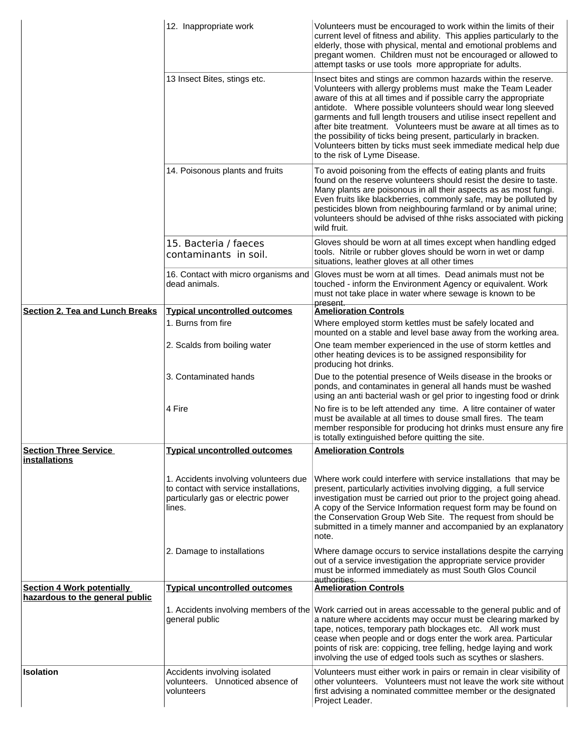| | | |
|---|---|---|
| | 12. Inappropriate work | Volunteers must be encouraged to work within the limits of their current level of fitness and ability. This applies particularly to the elderly, those with physical, mental and emotional problems and pregant women. Children must not be encouraged or allowed to attempt tasks or use tools more appropriate for adults. |
| | 13 Insect Bites, stings etc. | Insect bites and stings are common hazards within the reserve. Volunteers with allergy problems must make the Team Leader aware of this at all times and if possible carry the appropriate antidote. Where possible volunteers should wear long sleeved garments and full length trousers and utilise insect repellent and after bite treatment. Volunteers must be aware at all times as to the possibility of ticks being present, particularly in bracken. Volunteers bitten by ticks must seek immediate medical help due to the risk of Lyme Disease. |
| | 14. Poisonous plants and fruits | To avoid poisoning from the effects of eating plants and fruits found on the reserve volunteers should resist the desire to taste. Many plants are poisonous in all their aspects as as most fungi. Even fruits like blackberries, commonly safe, may be polluted by pesticides blown from neighbouring farmland or by animal urine; volunteers should be advised of thhe risks associated with picking wild fruit. |
| | 15. Bacteria / faeces contaminants in soil. | Gloves should be worn at all times except when handling edged tools. Nitrile or rubber gloves should be worn in wet or damp situations, leather gloves at all other times |
| | 16. Contact with micro organisms and dead animals. | Gloves must be worn at all times. Dead animals must not be touched - inform the Environment Agency or equivalent. Work must not take place in water where sewage is known to be present. |
| **Section 2. Tea and Lunch Breaks** | **Typical uncontrolled outcomes** | **Amelioration Controls** |
| | 1. Burns from fire | Where employed storm kettles must be safely located and mounted on a stable and level base away from the working area. |
| | 2. Scalds from boiling water | One team member experienced in the use of storm kettles and other heating devices is to be assigned responsibility for producing hot drinks. |
| | 3. Contaminated hands | Due to the potential presence of Weils disease in the brooks or ponds, and contaminates in general all hands must be washed using an anti bacterial wash or gel prior to ingesting food or drink |
| | 4 Fire | No fire is to be left attended any time. A litre container of water must be available at all times to douse small fires. The team member responsible for producing hot drinks must ensure any fire is totally extinguished before quitting the site. |
| **Section Three Service installations** | **Typical uncontrolled outcomes** | **Amelioration Controls** |
| | 1. Accidents involving volunteers due to contact with service installations, particularly gas or electric power lines. | Where work could interfere with service installations that may be present, particularly activities involving digging, a full service investigation must be carried out prior to the project going ahead. A copy of the Service Information request form may be found on the Conservation Group Web Site. The request from should be submitted in a timely manner and accompanied by an explanatory note. |
| | 2. Damage to installations | Where damage occurs to service installations despite the carrying out of a service investigation the appropriate service provider must be informed immediately as must South Glos Council authorities. |
| **Section 4 Work potentially hazardous to the general public** | **Typical uncontrolled outcomes** | **Amelioration Controls** |
| | 1. Accidents involving members of the general public | Work carried out in areas accessable to the general public and of a nature where accidents may occur must be clearing marked by tape, notices, temporary path blockages etc. All work must cease when people and or dogs enter the work area. Particular points of risk are: coppicing, tree felling, hedge laying and work involving the use of edged tools such as scythes or slashers. |
| **Isolation** | Accidents involving isolated volunteers. Unnoticed absence of volunteers | Volunteers must either work in pairs or remain in clear visibility of other volunteers. Volunteers must not leave the work site without first advising a nominated committee member or the designated Project Leader. |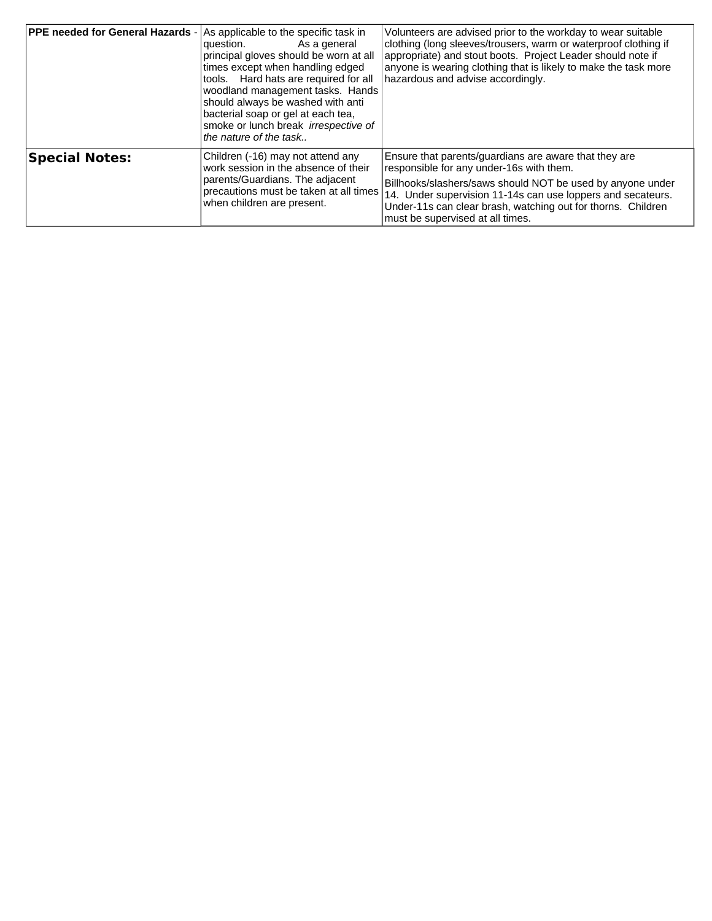| | | |
|---|---|---|
| **PPE needed for General Hazards** - | As applicable to the specific task in question. As a general principal gloves should be worn at all times except when handling edged tools. Hard hats are required for all woodland management tasks. Hands should always be washed with anti bacterial soap or gel at each tea, smoke or lunch break *irrespective of the nature of the task..* | Volunteers are advised prior to the workday to wear suitable clothing (long sleeves/trousers, warm or waterproof clothing if appropriate) and stout boots. Project Leader should note if anyone is wearing clothing that is likely to make the task more hazardous and advise accordingly. |
| **Special Notes:** | Children (-16) may not attend any work session in the absence of their parents/Guardians. The adjacent precautions must be taken at all times when children are present. | Ensure that parents/guardians are aware that they are responsible for any under-16s with them. Billhooks/slashers/saws should NOT be used by anyone under 14. Under supervision 11-14s can use loppers and secateurs. Under-11s can clear brash, watching out for thorns. Children must be supervised at all times. |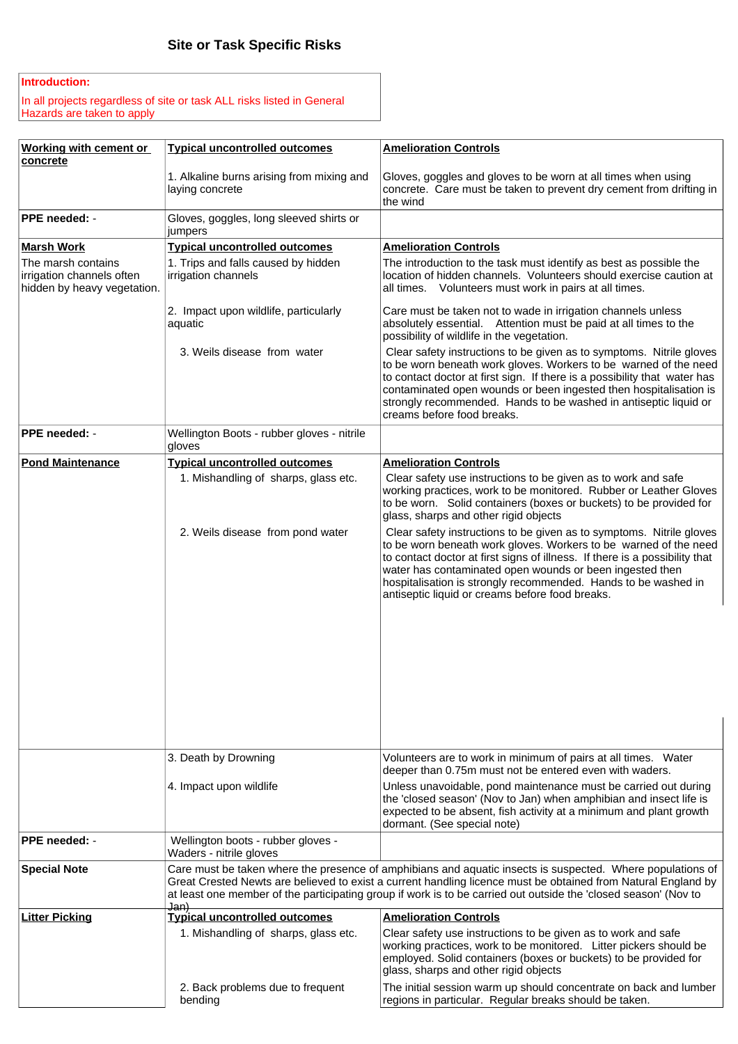## Site or Task Specific Risks

**Introduction:**

In all projects regardless of site or task ALL risks listed in General Hazards are taken to apply

| **Working with cement or concrete** | **Typical uncontrolled outcomes** | **Amelioration Controls** |
|---|---|---|
| | 1. Alkaline burns arising from mixing and laying concrete | Gloves, goggles and gloves to be worn at all times when using concrete. Care must be taken to prevent dry cement from drifting in the wind |
| **PPE needed: -** | Gloves, goggles, long sleeved shirts or jumpers | |
| **Marsh Work** | **Typical uncontrolled outcomes** | **Amelioration Controls** |
| The marsh contains irrigation channels often hidden by heavy vegetation. | 1. Trips and falls caused by hidden irrigation channels | The introduction to the task must identify as best as possible the location of hidden channels. Volunteers should exercise caution at all times. Volunteers must work in pairs at all times. |
| | 2. Impact upon wildlife, particularly aquatic | Care must be taken not to wade in irrigation channels unless absolutely essential. Attention must be paid at all times to the possibility of wildlife in the vegetation. |
| | 3. Weils disease from water | Clear safety instructions to be given as to symptoms. Nitrile gloves to be worn beneath work gloves. Workers to be warned of the need to contact doctor at first sign. If there is a possibility that water has contaminated open wounds or been ingested then hospitalisation is strongly recommended. Hands to be washed in antiseptic liquid or creams before food breaks. |
| **PPE needed: -** | Wellington Boots - rubber gloves - nitrile gloves | |
| **Pond Maintenance** | **Typical uncontrolled outcomes** | **Amelioration Controls** |
| | 1. Mishandling of sharps, glass etc. | Clear safety use instructions to be given as to work and safe working practices, work to be monitored. Rubber or Leather Gloves to be worn. Solid containers (boxes or buckets) to be provided for glass, sharps and other rigid objects |
| | 2. Weils disease from pond water | Clear safety instructions to be given as to symptoms. Nitrile gloves to be worn beneath work gloves. Workers to be warned of the need to contact doctor at first signs of illness. If there is a possibility that water has contaminated open wounds or been ingested then hospitalisation is strongly recommended. Hands to be washed in antiseptic liquid or creams before food breaks. |
| | 3. Death by Drowning | Volunteers are to work in minimum of pairs at all times. Water deeper than 0.75m must not be entered even with waders. |
| | 4. Impact upon wildlife | Unless unavoidable, pond maintenance must be carried out during the 'closed season' (Nov to Jan) when amphibian and insect life is expected to be absent, fish activity at a minimum and plant growth dormant. (See special note) |
| **PPE needed: -** | Wellington boots - rubber gloves - Waders - nitrile gloves | |
| **Special Note** | Care must be taken where the presence of amphibians and aquatic insects is suspected. Where populations of Great Crested Newts are believed to exist a current handling licence must be obtained from Natural England by at least one member of the participating group if work is to be carried out outside the 'closed season' (Nov to Jan) | |
| **Litter Picking** | **Typical uncontrolled outcomes** | **Amelioration Controls** |
| | 1. Mishandling of sharps, glass etc. | Clear safety use instructions to be given as to work and safe working practices, work to be monitored. Litter pickers should be employed. Solid containers (boxes or buckets) to be provided for glass, sharps and other rigid objects |
| | 2. Back problems due to frequent bending | The initial session warm up should concentrate on back and lumber regions in particular. Regular breaks should be taken. |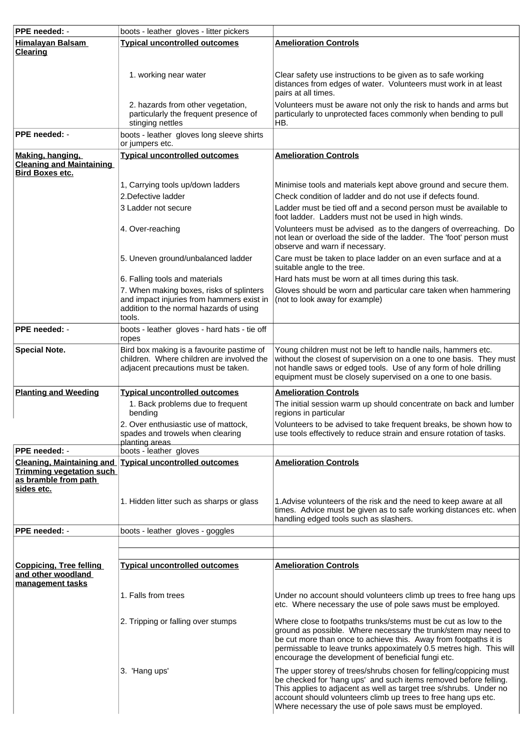| PPE needed: - | boots - leather  gloves - litter pickers | |
|---|---|---|
| **Himalayan Balsam Clearing** | **Typical uncontrolled outcomes** | **Amelioration Controls** |
| | 1. working near water | Clear safety use instructions to be given as to safe working distances from edges of water.  Volunteers must work in at least pairs at all times. |
| | 2. hazards from other vegetation, particularly the frequent presence of stinging nettles | Volunteers must be aware not only the risk to hands and arms but particularly to unprotected faces commonly when bending to pull HB. |
| **PPE needed: -** | boots - leather  gloves long sleeve shirts or jumpers etc. | |
| **Making, hanging, Cleaning and Maintaining Bird Boxes etc.** | **Typical uncontrolled outcomes** | **Amelioration Controls** |
| | 1, Carrying tools up/down ladders | Minimise tools and materials kept above ground and secure them. |
| | 2.Defective ladder | Check condition of ladder and do not use if defects found. |
| | 3 Ladder not secure | Ladder must be tied off and a second person must be available to foot ladder.  Ladders must not be used in high winds. |
| | 4. Over-reaching | Volunteers must be advised  as to the dangers of overreaching.  Do not lean or overload the side of the ladder.  The 'foot' person must observe and warn if necessary. |
| | 5. Uneven ground/unbalanced ladder | Care must be taken to place ladder on an even surface and at a suitable angle to the tree. |
| | 6. Falling tools and materials | Hard hats must be worn at all times during this task. |
| | 7. When making boxes, risks of splinters and impact injuries from hammers exist in addition to the normal hazards of using tools. | Gloves should be worn and particular care taken when hammering (not to look away for example) |
| **PPE needed: -** | boots - leather  gloves - hard hats - tie off ropes | |
| **Special Note.** | Bird box making is a favourite pastime of children.  Where children are involved the adjacent precautions must be taken. | Young children must not be left to handle nails, hammers etc. without the closest of supervision on a one to one basis.  They must not handle saws or edged tools.  Use of any form of hole drilling equipment must be closely supervised on a one to one basis. |
| **Planting and Weeding** | **Typical uncontrolled outcomes** | **Amelioration Controls** |
| | 1. Back problems due to frequent bending | The initial session warm up should concentrate on back and lumber regions in particular |
| | 2. Over enthusiastic use of mattock, spades and trowels when clearing planting areas | Volunteers to be advised to take frequent breaks, be shown how to use tools effectively to reduce strain and ensure rotation of tasks. |
| **PPE needed: -** | boots - leather  gloves | |
| **Cleaning, Maintaining and Trimming vegetation such as bramble from path sides etc.** | **Typical uncontrolled outcomes** | **Amelioration Controls** |
| | 1. Hidden litter such as sharps or glass | 1.Advise volunteers of the risk and the need to keep aware at all times.  Advice must be given as to safe working distances etc. when handling edged tools such as slashers. |
| **PPE needed: -** | boots - leather  gloves - goggles | |
| | | |
| | | |
| **Coppicing, Tree felling and other woodland management tasks** | **Typical uncontrolled outcomes** | **Amelioration Controls** |
| | 1. Falls from trees | Under no account should volunteers climb up trees to free hang ups etc.  Where necessary the use of pole saws must be employed. |
| | 2. Tripping or falling over stumps | Where close to footpaths trunks/stems must be cut as low to the ground as possible.  Where necessary the trunk/stem may need to be cut more than once to achieve this.  Away from footpaths it is permissable to leave trunks appoximately 0.5 metres high.  This will encourage the development of beneficial fungi etc. |
| | 3.  'Hang ups' | The upper storey of trees/shrubs chosen for felling/coppicing must be checked for 'hang ups'  and such items removed before felling.  This applies to adjacent as well as target tree s/shrubs.  Under no account should volunteers climb up trees to free hang ups etc.  Where necessary the use of pole saws must be employed. |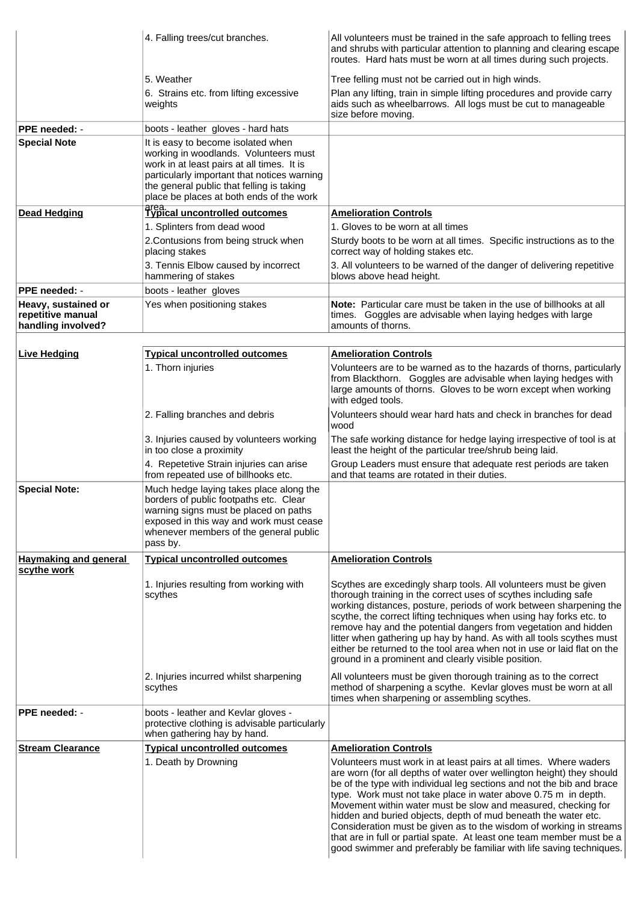| | | |
|---|---|---|
| | 4. Falling trees/cut branches. | All volunteers must be trained in the safe approach to felling trees and shrubs with particular attention to planning and clearing escape routes. Hard hats must be worn at all times during such projects. |
| | 5. Weather | Tree felling must not be carried out in high winds. |
| | 6. Strains etc. from lifting excessive weights | Plan any lifting, train in simple lifting procedures and provide carry aids such as wheelbarrows. All logs must be cut to manageable size before moving. |
| **PPE needed:** - | boots - leather gloves - hard hats | |
| **Special Note** | It is easy to become isolated when working in woodlands. Volunteers must work in at least pairs at all times. It is particularly important that notices warning the general public that felling is taking place be places at both ends of the work area. | |
| **Dead Hedging** | **Typical uncontrolled outcomes** | **Amelioration Controls** |
| | 1. Splinters from dead wood | 1. Gloves to be worn at all times |
| | 2.Contusions from being struck when placing stakes | Sturdy boots to be worn at all times. Specific instructions as to the correct way of holding stakes etc. |
| | 3. Tennis Elbow caused by incorrect hammering of stakes | 3. All volunteers to be warned of the danger of delivering repetitive blows above head height. |
| **PPE needed:** - | boots - leather gloves | |
| **Heavy, sustained or repetitive manual handling involved?** | Yes when positioning stakes | **Note:** Particular care must be taken in the use of billhooks at all times. Goggles are advisable when laying hedges with large amounts of thorns. |
| | | |
| **Live Hedging** | **Typical uncontrolled outcomes** | **Amelioration Controls** |
| | 1. Thorn injuries | Volunteers are to be warned as to the hazards of thorns, particularly from Blackthorn. Goggles are advisable when laying hedges with large amounts of thorns. Gloves to be worn except when working with edged tools. |
| | 2. Falling branches and debris | Volunteers should wear hard hats and check in branches for dead wood |
| | 3. Injuries caused by volunteers working in too close a proximity | The safe working distance for hedge laying irrespective of tool is at least the height of the particular tree/shrub being laid. |
| | 4. Repetetive Strain injuries can arise from repeated use of billhooks etc. | Group Leaders must ensure that adequate rest periods are taken and that teams are rotated in their duties. |
| **Special Note:** | Much hedge laying takes place along the borders of public footpaths etc. Clear warning signs must be placed on paths exposed in this way and work must cease whenever members of the general public pass by. | |
| **Haymaking and general scythe work** | **Typical uncontrolled outcomes** | **Amelioration Controls** |
| | 1. Injuries resulting from working with scythes | Scythes are excedingly sharp tools. All volunteers must be given thorough training in the correct uses of scythes including safe working distances, posture, periods of work between sharpening the scythe, the correct lifting techniques when using hay forks etc. to remove hay and the potential dangers from vegetation and hidden litter when gathering up hay by hand. As with all tools scythes must either be returned to the tool area when not in use or laid flat on the ground in a prominent and clearly visible position. |
| | 2. Injuries incurred whilst sharpening scythes | All volunteers must be given thorough training as to the correct method of sharpening a scythe. Kevlar gloves must be worn at all times when sharpening or assembling scythes. |
| **PPE needed:** - | boots - leather and Kevlar gloves - protective clothing is advisable particularly when gathering hay by hand. | |
| **Stream Clearance** | **Typical uncontrolled outcomes** | **Amelioration Controls** |
| | 1. Death by Drowning | Volunteers must work in at least pairs at all times. Where waders are worn (for all depths of water over wellington height) they should be of the type with individual leg sections and not the bib and brace type. Work must not take place in water above 0.75 m in depth. Movement within water must be slow and measured, checking for hidden and buried objects, depth of mud beneath the water etc. Consideration must be given as to the wisdom of working in streams that are in full or partial spate. At least one team member must be a good swimmer and preferably be familiar with life saving techniques. |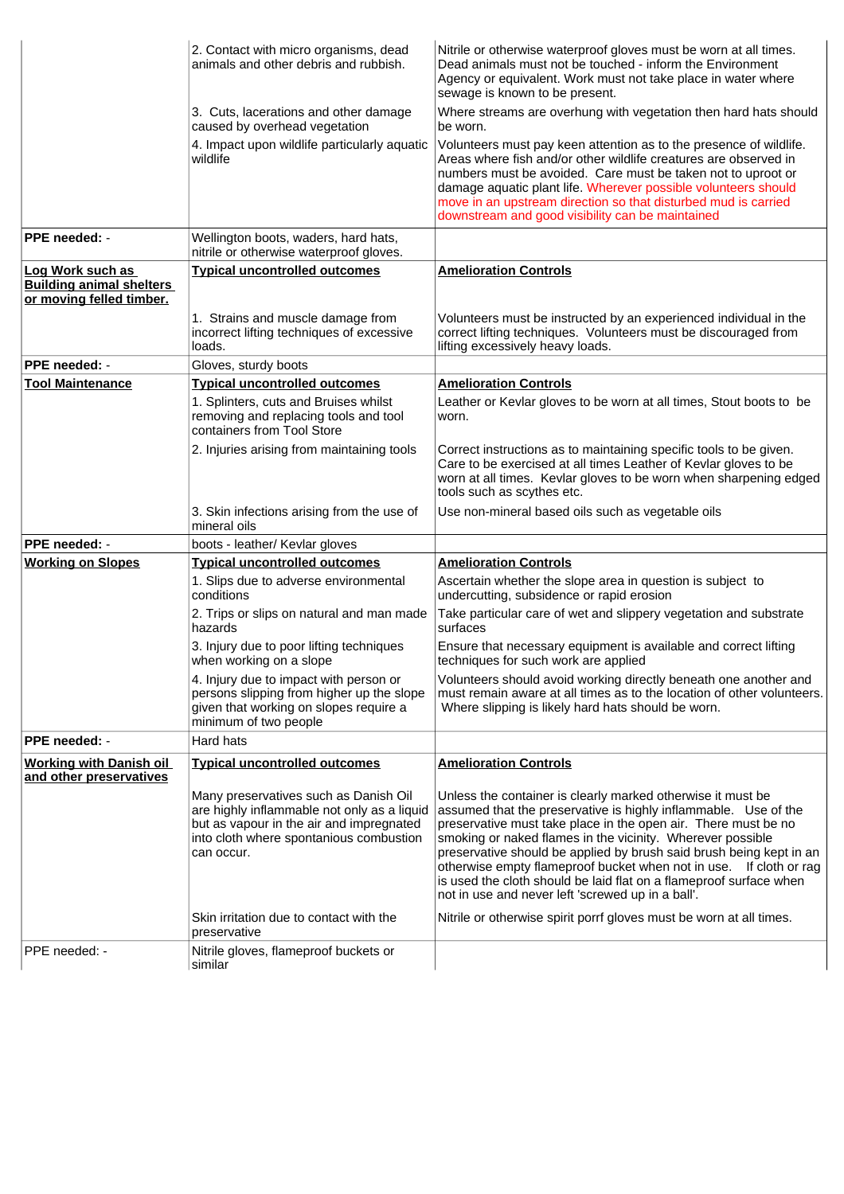| | | |
|---|---|---|
| | 2. Contact with micro organisms, dead animals and other debris and rubbish. | Nitrile or otherwise waterproof gloves must be worn at all times. Dead animals must not be touched - inform the Environment Agency or equivalent. Work must not take place in water where sewage is known to be present. |
| | 3. Cuts, lacerations and other damage caused by overhead vegetation | Where streams are overhung with vegetation then hard hats should be worn. |
| | 4. Impact upon wildlife particularly aquatic wildlife | Volunteers must pay keen attention as to the presence of wildlife. Areas where fish and/or other wildlife creatures are observed in numbers must be avoided. Care must be taken not to uproot or damage aquatic plant life. Wherever possible volunteers should move in an upstream direction so that disturbed mud is carried downstream and good visibility can be maintained |
| **PPE needed: -** | Wellington boots, waders, hard hats, nitrile or otherwise waterproof gloves. | |
| **Log Work such as Building animal shelters or moving felled timber.** | **Typical uncontrolled outcomes** | **Amelioration Controls** |
| | 1. Strains and muscle damage from incorrect lifting techniques of excessive loads. | Volunteers must be instructed by an experienced individual in the correct lifting techniques. Volunteers must be discouraged from lifting excessively heavy loads. |
| **PPE needed: -** | Gloves, sturdy boots | |
| **Tool Maintenance** | **Typical uncontrolled outcomes** | **Amelioration Controls** |
| | 1. Splinters, cuts and Bruises whilst removing and replacing tools and tool containers from Tool Store | Leather or Kevlar gloves to be worn at all times, Stout boots to be worn. |
| | 2. Injuries arising from maintaining tools | Correct instructions as to maintaining specific tools to be given. Care to be exercised at all times Leather of Kevlar gloves to be worn at all times. Kevlar gloves to be worn when sharpening edged tools such as scythes etc. |
| | 3. Skin infections arising from the use of mineral oils | Use non-mineral based oils such as vegetable oils |
| **PPE needed: -** | boots - leather/ Kevlar gloves | |
| **Working on Slopes** | **Typical uncontrolled outcomes** | **Amelioration Controls** |
| | 1. Slips due to adverse environmental conditions | Ascertain whether the slope area in question is subject to undercutting, subsidence or rapid erosion |
| | 2. Trips or slips on natural and man made hazards | Take particular care of wet and slippery vegetation and substrate surfaces |
| | 3. Injury due to poor lifting techniques when working on a slope | Ensure that necessary equipment is available and correct lifting techniques for such work are applied |
| | 4. Injury due to impact with person or persons slipping from higher up the slope given that working on slopes require a minimum of two people | Volunteers should avoid working directly beneath one another and must remain aware at all times as to the location of other volunteers. Where slipping is likely hard hats should be worn. |
| **PPE needed: -** | Hard hats | |
| **Working with Danish oil and other preservatives** | **Typical uncontrolled outcomes** | **Amelioration Controls** |
| | Many preservatives such as Danish Oil are highly inflammable not only as a liquid but as vapour in the air and impregnated into cloth where spontanious combustion can occur. | Unless the container is clearly marked otherwise it must be assumed that the preservative is highly inflammable. Use of the preservative must take place in the open air. There must be no smoking or naked flames in the vicinity. Wherever possible preservative should be applied by brush said brush being kept in an otherwise empty flameproof bucket when not in use. If cloth or rag is used the cloth should be laid flat on a flameproof surface when not in use and never left 'screwed up in a ball'. |
| | Skin irritation due to contact with the preservative | Nitrile or otherwise spirit porrf gloves must be worn at all times. |
| PPE needed: - | Nitrile gloves, flameproof buckets or similar | |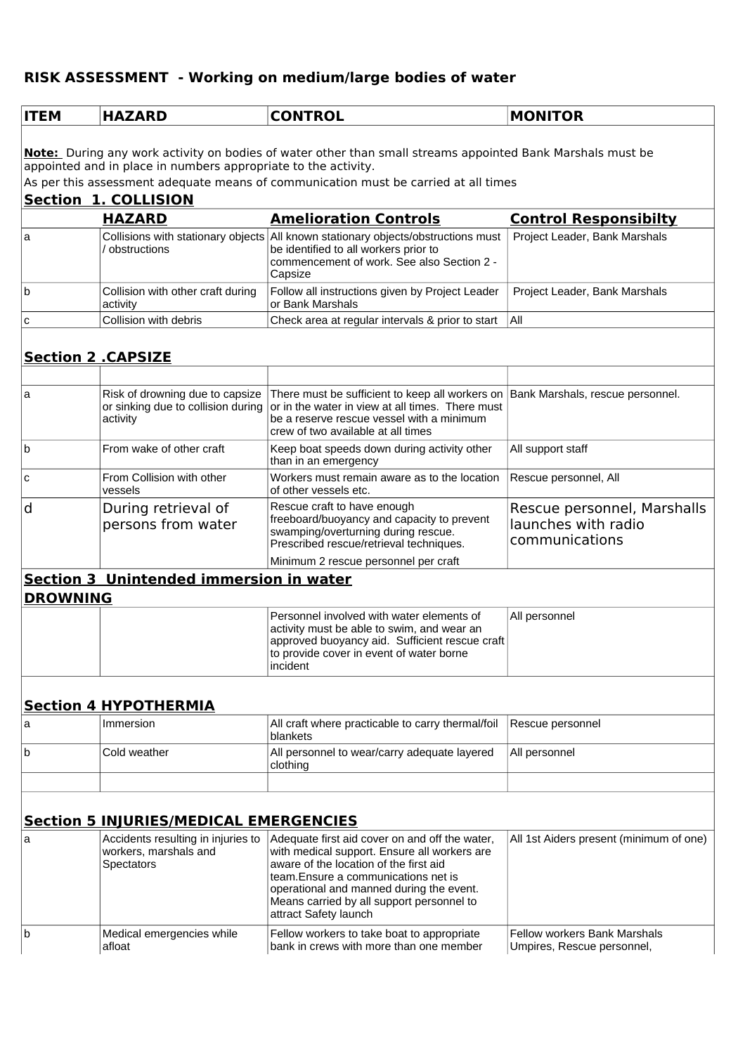# RISK ASSESSMENT - Working on medium/large bodies of water

| ITEM | HAZARD | CONTROL | MONITOR |
|---|---|---|---|

**Note:** During any work activity on bodies of water other than small streams appointed Bank Marshals must be appointed and in place in numbers appropriate to the activity.

As per this assessment adequate means of communication must be carried at all times

## Section 1. COLLISION

| | HAZARD | Amelioration Controls | Control Responsibilty |
|---|---|---|---|
| a | Collisions with stationary objects / obstructions | All known stationary objects/obstructions must be identified to all workers prior to commencement of work. See also Section 2 - Capsize | Project Leader, Bank Marshals |
| b | Collision with other craft during activity | Follow all instructions given by Project Leader or Bank Marshals | Project Leader, Bank Marshals |
| c | Collision with debris | Check area at regular intervals & prior to start | All |

## Section 2 .CAPSIZE

| | | | |
|---|---|---|---|
| a | Risk of drowning due to capsize or sinking due to collision during activity | There must be sufficient to keep all workers on or in the water in view at all times. There must be a reserve rescue vessel with a minimum crew of two available at all times | Bank Marshals, rescue personnel. |
| b | From wake of other craft | Keep boat speeds down during activity other than in an emergency | All support staff |
| c | From Collision with other vessels | Workers must remain aware as to the location of other vessels etc. | Rescue personnel, All |
| d | During retrieval of persons from water | Rescue craft to have enough freeboard/buoyancy and capacity to prevent swamping/overturning during rescue. Prescribed rescue/retrieval techniques.<br>Minimum 2 rescue personnel per craft | Rescue personnel, Marshalls launches with radio communications |

## Section 3 Unintended immersion in water

## DROWNING

| | | | |
|---|---|---|---|
| | | Personnel involved with water elements of activity must be able to swim, and wear an approved buoyancy aid. Sufficient rescue craft to provide cover in event of water borne incident | All personnel |

## Section 4 HYPOTHERMIA

| | | | |
|---|---|---|---|
| a | Immersion | All craft where practicable to carry thermal/foil blankets | Rescue personnel |
| b | Cold weather | All personnel to wear/carry adequate layered clothing | All personnel |
| | | | |

## Section 5 INJURIES/MEDICAL EMERGENCIES

| | | | |
|---|---|---|---|
| a | Accidents resulting in injuries to workers, marshals and Spectators | Adequate first aid cover on and off the water, with medical support. Ensure all workers are aware of the location of the first aid team.Ensure a communications net is operational and manned during the event. Means carried by all support personnel to attract Safety launch | All 1st Aiders present (minimum of one) |
| b | Medical emergencies while afloat | Fellow workers to take boat to appropriate bank in crews with more than one member | Fellow workers Bank Marshals Umpires, Rescue personnel, |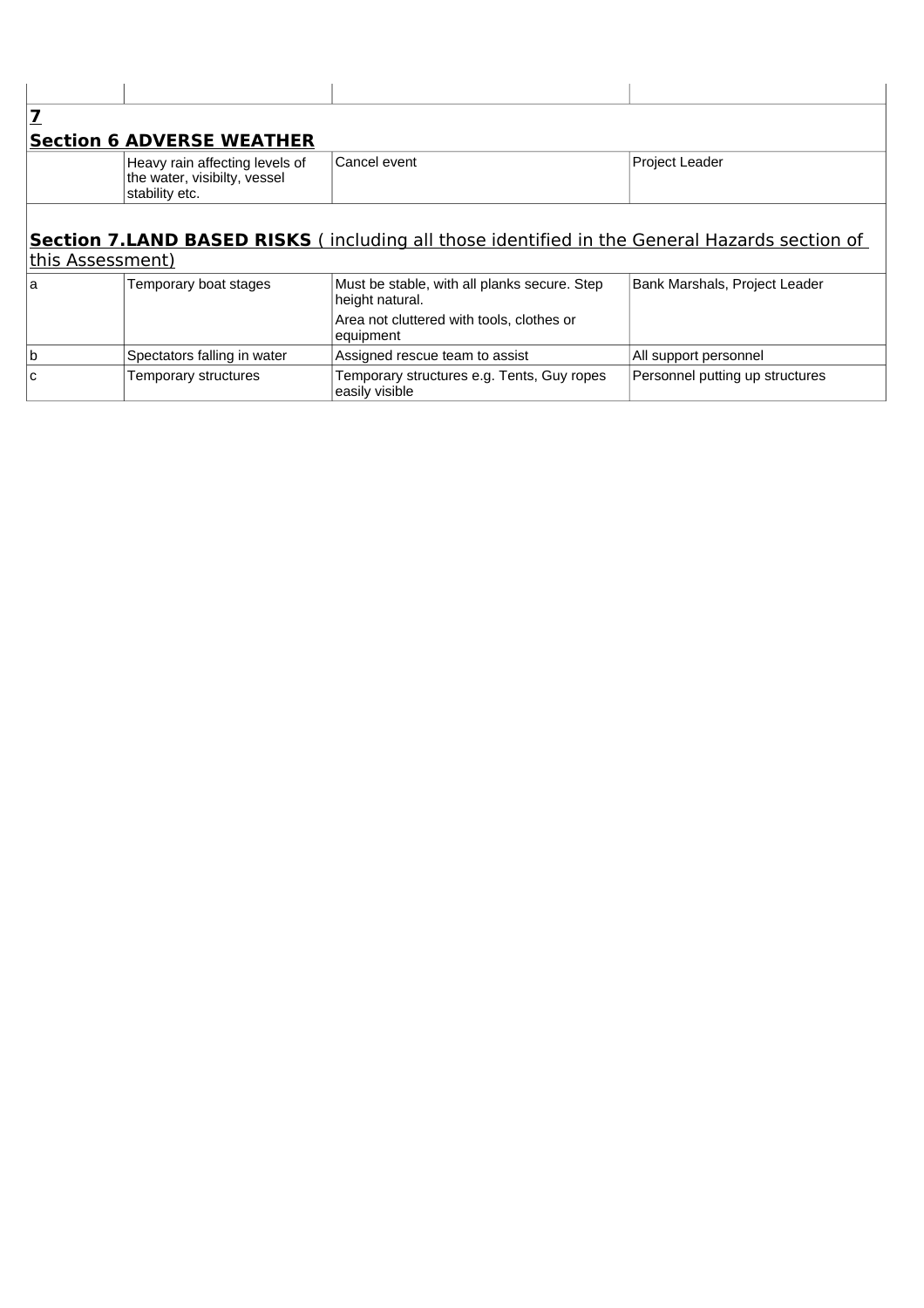| | | | |
|---|---|---|---|
| | | | |

**7**

**Section 6 ADVERSE WEATHER**

| | | | |
|---|---|---|---|
| | Heavy rain affecting levels of the water, visibilty, vessel stability etc. | Cancel event | Project Leader |

**Section 7.LAND BASED RISKS** ( including all those identified in the General Hazards section of this Assessment)

| | | | |
|---|---|---|---|
| a | Temporary boat stages | Must be stable, with all planks secure. Step height natural.<br>Area not cluttered with tools, clothes or equipment | Bank Marshals, Project Leader |
| b | Spectators falling in water | Assigned rescue team to assist | All support personnel |
| c | Temporary structures | Temporary structures e.g. Tents, Guy ropes easily visible | Personnel putting up structures |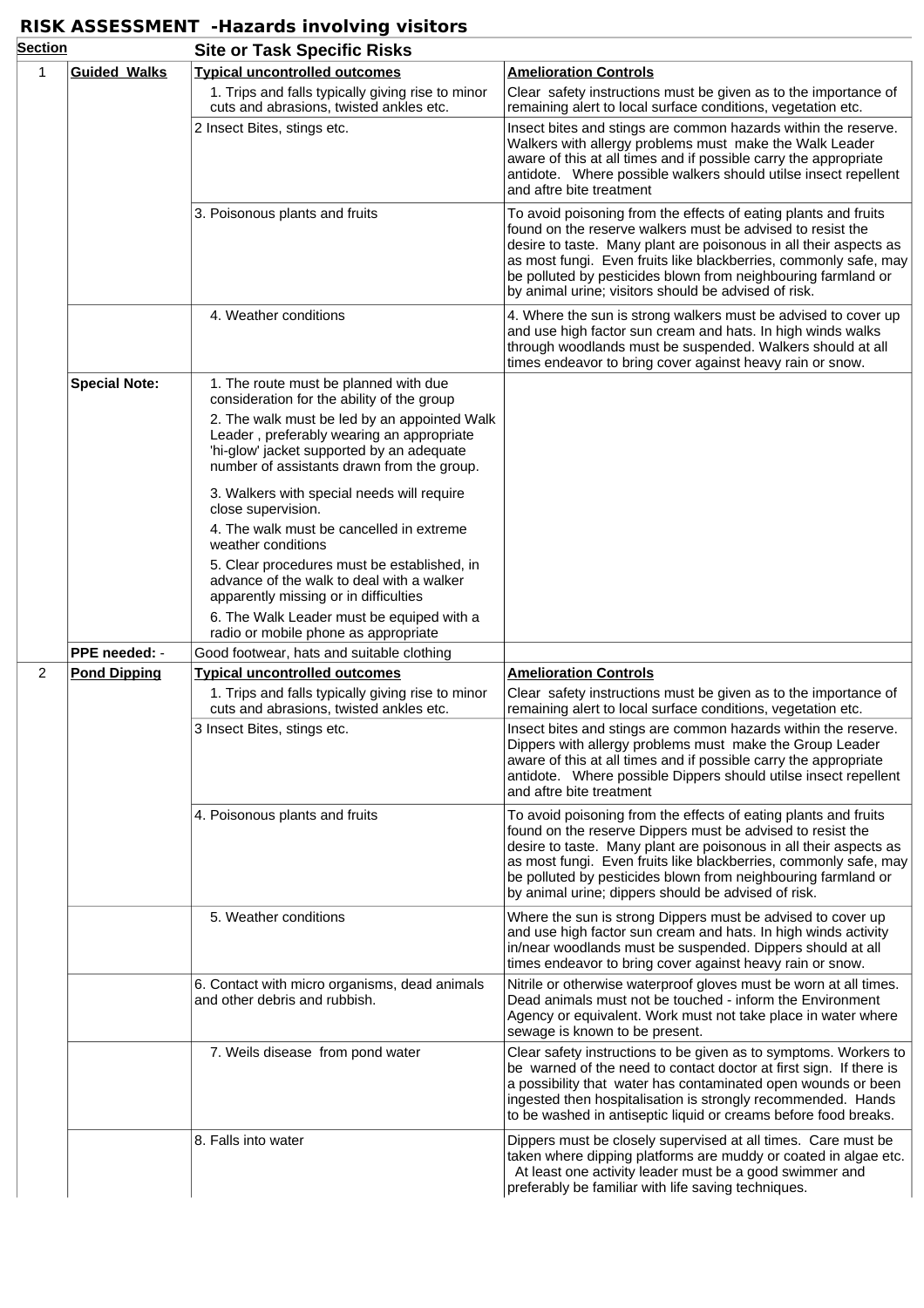## RISK ASSESSMENT -Hazards involving visitors

| Section | | Site or Task Specific Risks | |
|---|---|---|---|
| 1 | **Guided Walks** | **Typical uncontrolled outcomes** | **Amelioration Controls** |
| | | 1. Trips and falls typically giving rise to minor cuts and abrasions, twisted ankles etc. | Clear safety instructions must be given as to the importance of remaining alert to local surface conditions, vegetation etc. |
| | | 2 Insect Bites, stings etc. | Insect bites and stings are common hazards within the reserve. Walkers with allergy problems must make the Walk Leader aware of this at all times and if possible carry the appropriate antidote. Where possible walkers should utilse insect repellent and aftre bite treatment |
| | | 3. Poisonous plants and fruits | To avoid poisoning from the effects of eating plants and fruits found on the reserve walkers must be advised to resist the desire to taste. Many plant are poisonous in all their aspects as as most fungi. Even fruits like blackberries, commonly safe, may be polluted by pesticides blown from neighbouring farmland or by animal urine; visitors should be advised of risk. |
| | | 4. Weather conditions | 4. Where the sun is strong walkers must be advised to cover up and use high factor sun cream and hats. In high winds walks through woodlands must be suspended. Walkers should at all times endeavor to bring cover against heavy rain or snow. |
| | **Special Note:** | 1. The route must be planned with due consideration for the ability of the group<br>2. The walk must be led by an appointed Walk Leader , preferably wearing an appropriate 'hi-glow' jacket supported by an adequate number of assistants drawn from the group.<br>3. Walkers with special needs will require close supervision.<br>4. The walk must be cancelled in extreme weather conditions<br>5. Clear procedures must be established, in advance of the walk to deal with a walker apparently missing or in difficulties<br>6. The Walk Leader must be equiped with a radio or mobile phone as appropriate | |
| | **PPE needed:** - | Good footwear, hats and suitable clothing | |
| 2 | **Pond Dipping** | **Typical uncontrolled outcomes** | **Amelioration Controls** |
| | | 1. Trips and falls typically giving rise to minor cuts and abrasions, twisted ankles etc. | Clear safety instructions must be given as to the importance of remaining alert to local surface conditions, vegetation etc. |
| | | 3 Insect Bites, stings etc. | Insect bites and stings are common hazards within the reserve. Dippers with allergy problems must make the Group Leader aware of this at all times and if possible carry the appropriate antidote. Where possible Dippers should utilse insect repellent and aftre bite treatment |
| | | 4. Poisonous plants and fruits | To avoid poisoning from the effects of eating plants and fruits found on the reserve Dippers must be advised to resist the desire to taste. Many plant are poisonous in all their aspects as as most fungi. Even fruits like blackberries, commonly safe, may be polluted by pesticides blown from neighbouring farmland or by animal urine; dippers should be advised of risk. |
| | | 5. Weather conditions | Where the sun is strong Dippers must be advised to cover up and use high factor sun cream and hats. In high winds activity in/near woodlands must be suspended. Dippers should at all times endeavor to bring cover against heavy rain or snow. |
| | | 6. Contact with micro organisms, dead animals and other debris and rubbish. | Nitrile or otherwise waterproof gloves must be worn at all times. Dead animals must not be touched - inform the Environment Agency or equivalent. Work must not take place in water where sewage is known to be present. |
| | | 7. Weils disease from pond water | Clear safety instructions to be given as to symptoms. Workers to be warned of the need to contact doctor at first sign. If there is a possibility that water has contaminated open wounds or been ingested then hospitalisation is strongly recommended. Hands to be washed in antiseptic liquid or creams before food breaks. |
| | | 8. Falls into water | Dippers must be closely supervised at all times. Care must be taken where dipping platforms are muddy or coated in algae etc. At least one activity leader must be a good swimmer and preferably be familiar with life saving techniques. |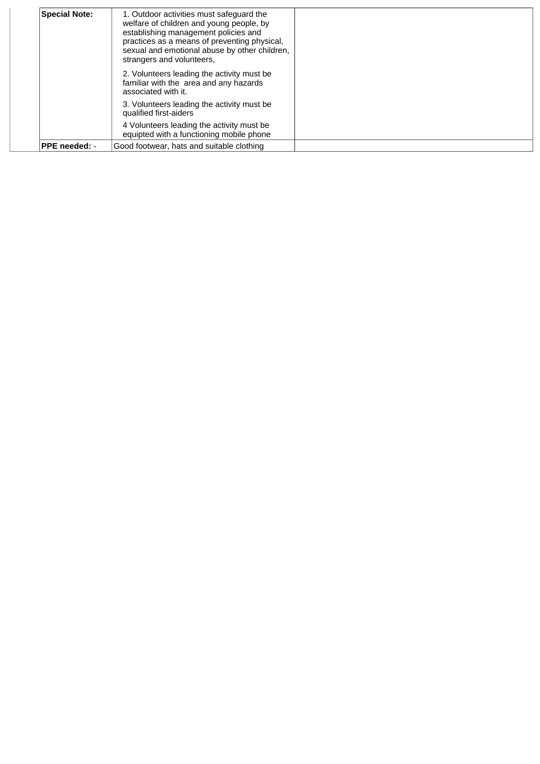| Special Note: | 1. Outdoor activities must safeguard the welfare of children and young people, by establishing management policies and practices as a means of preventing physical, sexual and emotional abuse by other children, strangers and volunteers, | |
|---|---|---|
| | 2. Volunteers leading the activity must be familiar with the area and any hazards associated with it. | |
| | 3. Volunteers leading the activity must be qualified first-aiders | |
| | 4 Volunteers leading the activity must be equipted with a functioning mobile phone | |
| **PPE needed:** - | Good footwear, hats and suitable clothing | |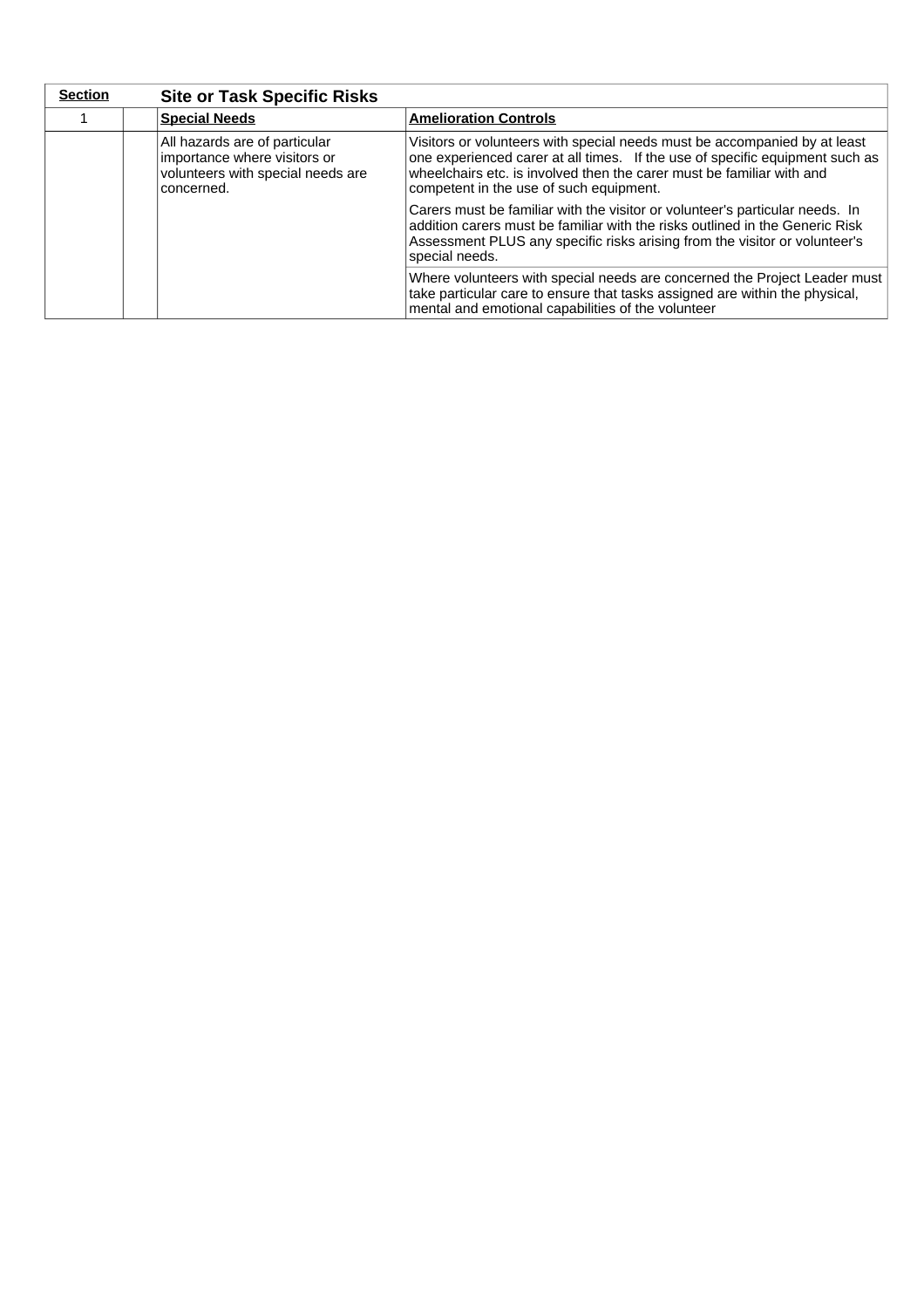| Section | | Site or Task Specific Risks | |
|---|---|---|---|
| 1 | | **Special Needs** | **Amelioration Controls** |
| | | All hazards are of particular importance where visitors or volunteers with special needs are concerned. | Visitors or volunteers with special needs must be accompanied by at least one experienced carer at all times. If the use of specific equipment such as wheelchairs etc. is involved then the carer must be familiar with and competent in the use of such equipment. |
| | | | Carers must be familiar with the visitor or volunteer's particular needs. In addition carers must be familiar with the risks outlined in the Generic Risk Assessment PLUS any specific risks arising from the visitor or volunteer's special needs. |
| | | | Where volunteers with special needs are concerned the Project Leader must take particular care to ensure that tasks assigned are within the physical, mental and emotional capabilities of the volunteer |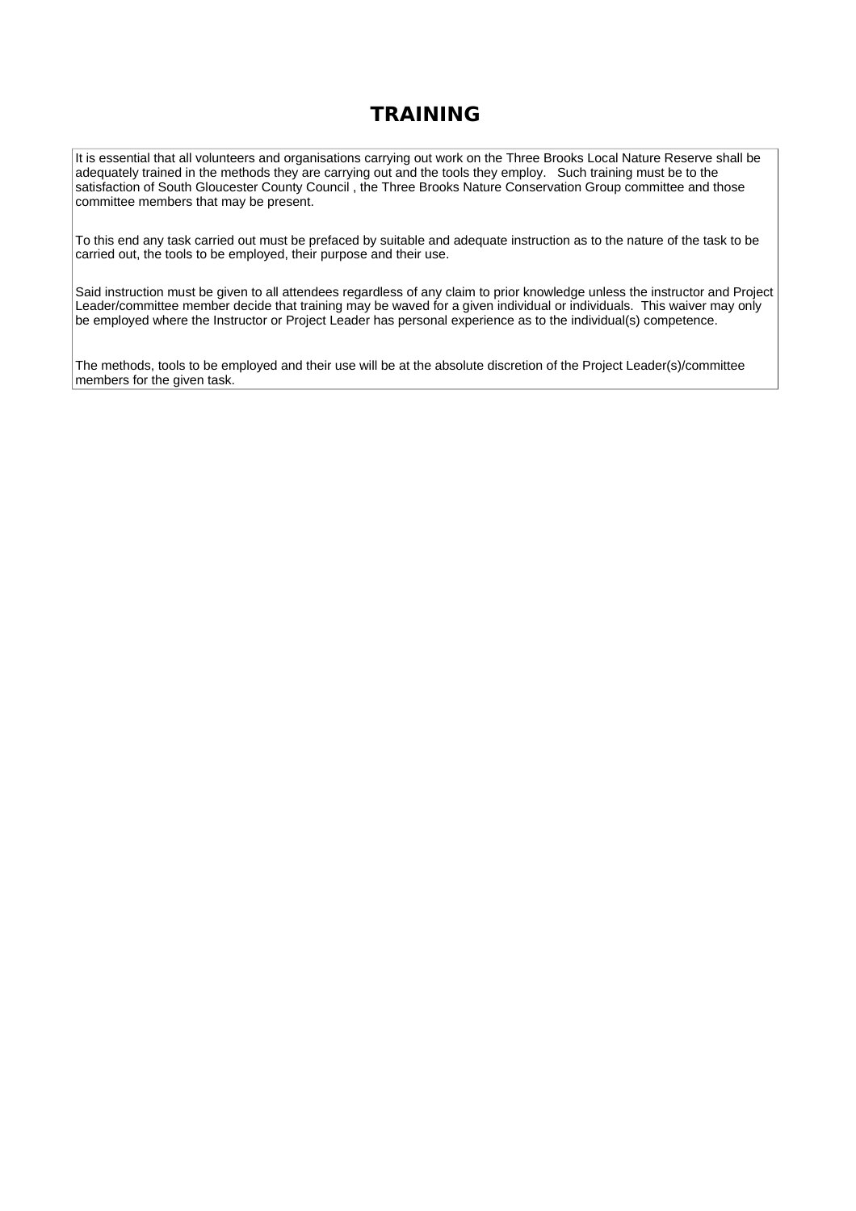# TRAINING

It is essential that all volunteers and organisations carrying out work on the Three Brooks Local Nature Reserve shall be adequately trained in the methods they are carrying out and the tools they employ. Such training must be to the satisfaction of South Gloucester County Council , the Three Brooks Nature Conservation Group committee and those committee members that may be present.

To this end any task carried out must be prefaced by suitable and adequate instruction as to the nature of the task to be carried out, the tools to be employed, their purpose and their use.

Said instruction must be given to all attendees regardless of any claim to prior knowledge unless the instructor and Project Leader/committee member decide that training may be waved for a given individual or individuals. This waiver may only be employed where the Instructor or Project Leader has personal experience as to the individual(s) competence.

The methods, tools to be employed and their use will be at the absolute discretion of the Project Leader(s)/committee members for the given task.